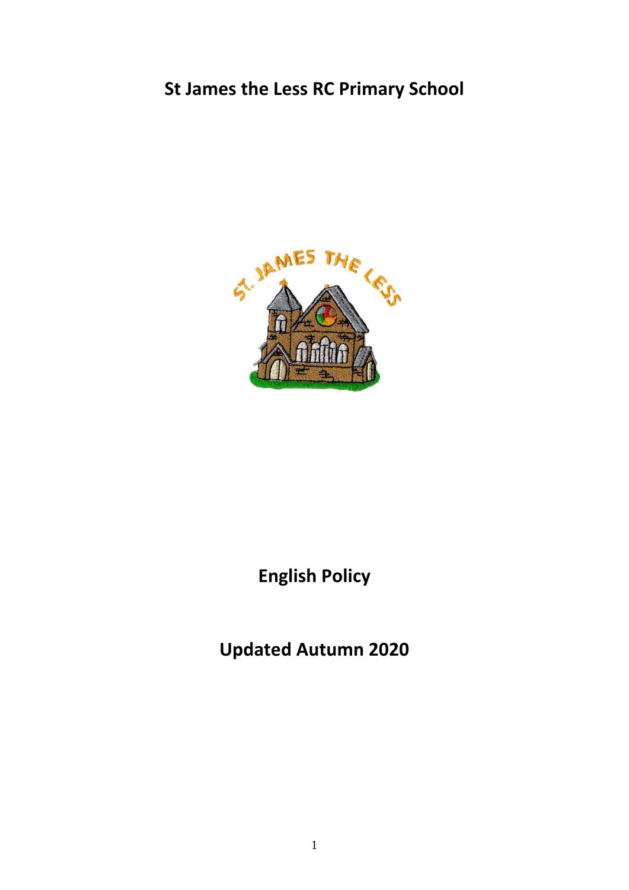# St James the Less RC Primary School

# English Policy

## Updated Autumn 2020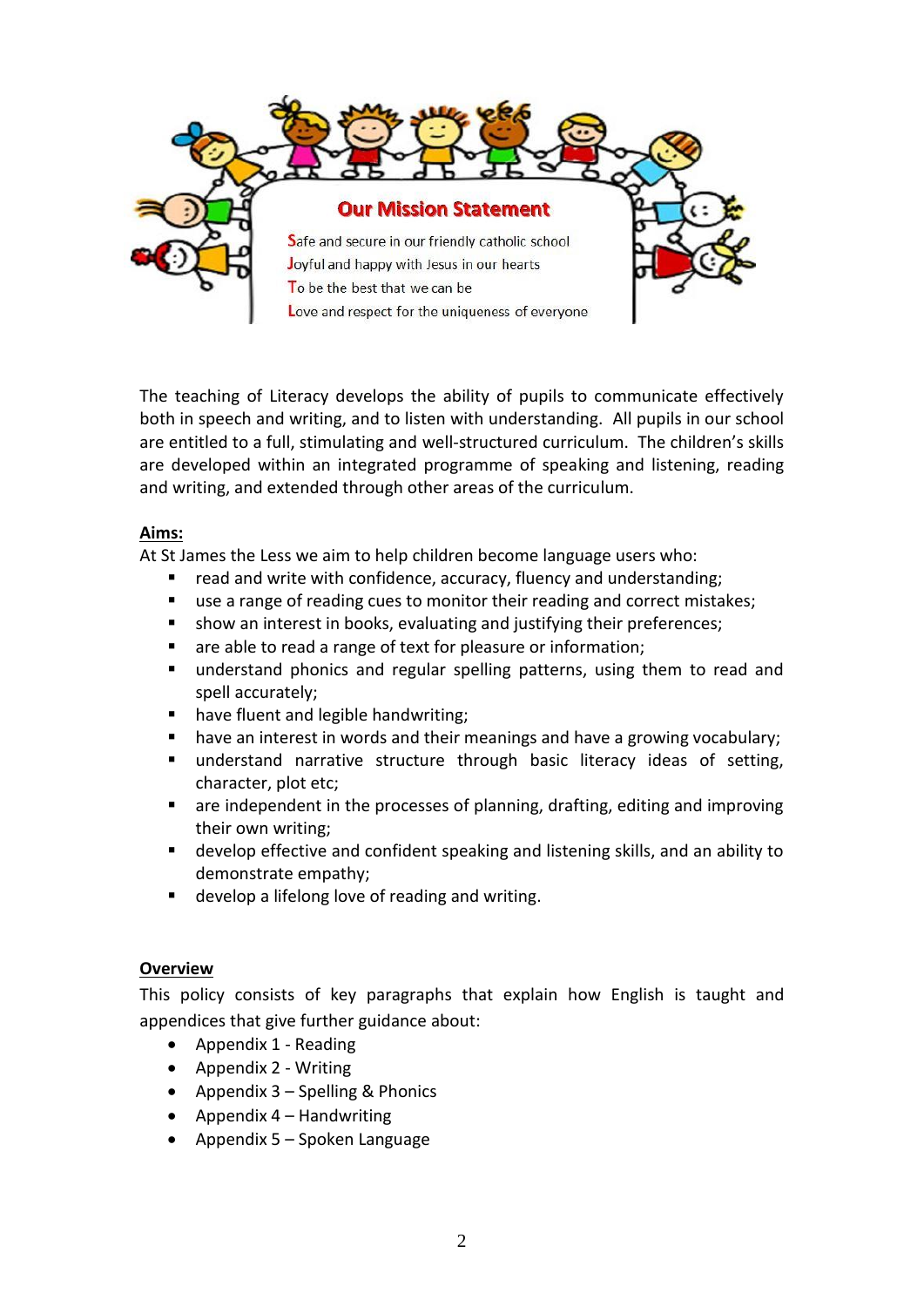## Our Mission Statement

**S**afe and secure in our friendly catholic school
**J**oyful and happy with Jesus in our hearts
**T**o be the best that we can be
**L**ove and respect for the uniqueness of everyone

The teaching of Literacy develops the ability of pupils to communicate effectively both in speech and writing, and to listen with understanding. All pupils in our school are entitled to a full, stimulating and well-structured curriculum. The children's skills are developed within an integrated programme of speaking and listening, reading and writing, and extended through other areas of the curriculum.

**Aims:**

At St James the Less we aim to help children become language users who:

- read and write with confidence, accuracy, fluency and understanding;
- use a range of reading cues to monitor their reading and correct mistakes;
- show an interest in books, evaluating and justifying their preferences;
- are able to read a range of text for pleasure or information;
- understand phonics and regular spelling patterns, using them to read and spell accurately;
- have fluent and legible handwriting;
- have an interest in words and their meanings and have a growing vocabulary;
- understand narrative structure through basic literacy ideas of setting, character, plot etc;
- are independent in the processes of planning, drafting, editing and improving their own writing;
- develop effective and confident speaking and listening skills, and an ability to demonstrate empathy;
- develop a lifelong love of reading and writing.

**Overview**

This policy consists of key paragraphs that explain how English is taught and appendices that give further guidance about:

- Appendix 1 - Reading
- Appendix 2 - Writing
- Appendix 3 – Spelling & Phonics
- Appendix 4 – Handwriting
- Appendix 5 – Spoken Language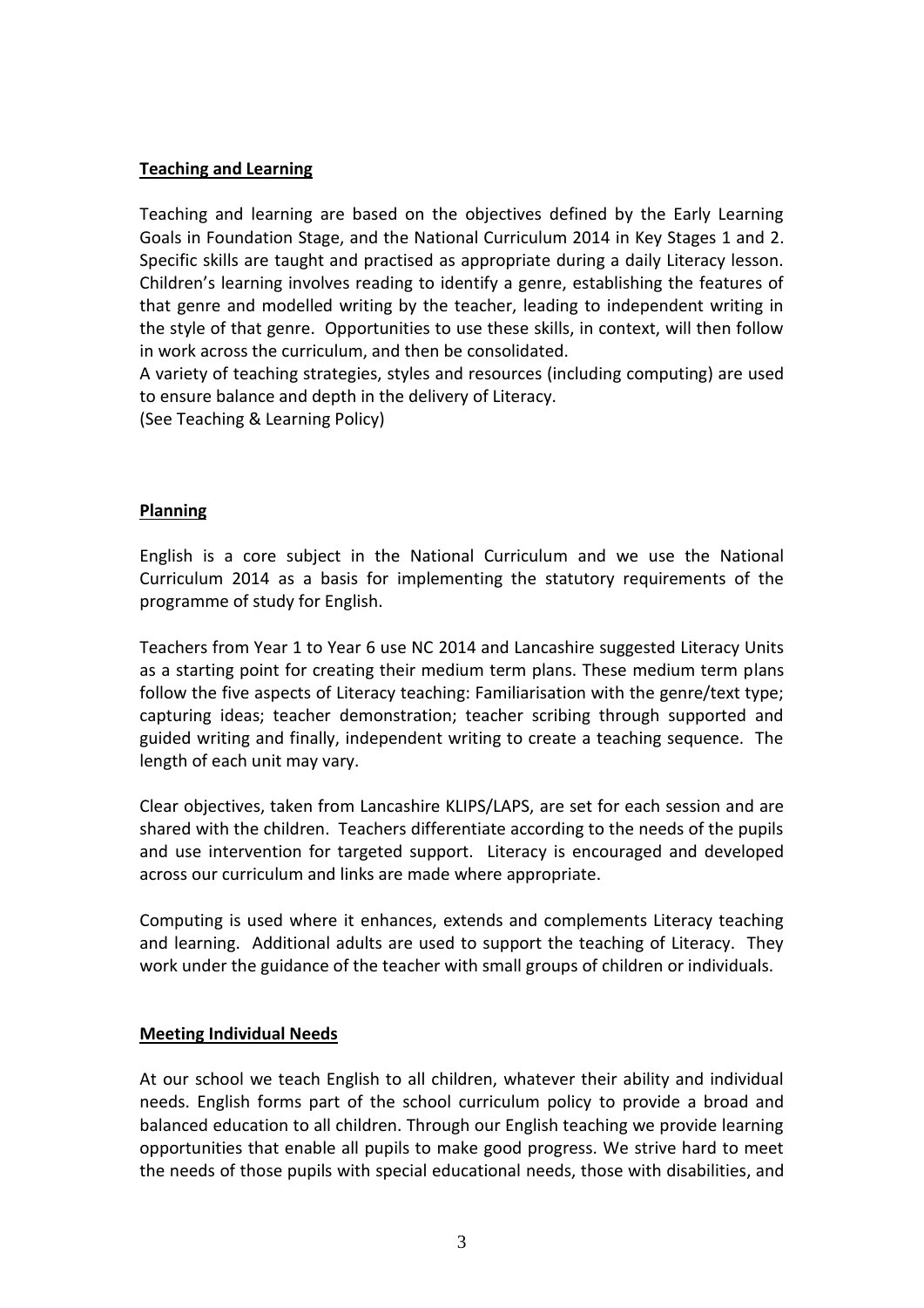**Teaching and Learning**

Teaching and learning are based on the objectives defined by the Early Learning Goals in Foundation Stage, and the National Curriculum 2014 in Key Stages 1 and 2. Specific skills are taught and practised as appropriate during a daily Literacy lesson. Children's learning involves reading to identify a genre, establishing the features of that genre and modelled writing by the teacher, leading to independent writing in the style of that genre. Opportunities to use these skills, in context, will then follow in work across the curriculum, and then be consolidated.

A variety of teaching strategies, styles and resources (including computing) are used to ensure balance and depth in the delivery of Literacy.

(See Teaching & Learning Policy)

**Planning**

English is a core subject in the National Curriculum and we use the National Curriculum 2014 as a basis for implementing the statutory requirements of the programme of study for English.

Teachers from Year 1 to Year 6 use NC 2014 and Lancashire suggested Literacy Units as a starting point for creating their medium term plans. These medium term plans follow the five aspects of Literacy teaching: Familiarisation with the genre/text type; capturing ideas; teacher demonstration; teacher scribing through supported and guided writing and finally, independent writing to create a teaching sequence. The length of each unit may vary.

Clear objectives, taken from Lancashire KLIPS/LAPS, are set for each session and are shared with the children. Teachers differentiate according to the needs of the pupils and use intervention for targeted support. Literacy is encouraged and developed across our curriculum and links are made where appropriate.

Computing is used where it enhances, extends and complements Literacy teaching and learning. Additional adults are used to support the teaching of Literacy. They work under the guidance of the teacher with small groups of children or individuals.

**Meeting Individual Needs**

At our school we teach English to all children, whatever their ability and individual needs. English forms part of the school curriculum policy to provide a broad and balanced education to all children. Through our English teaching we provide learning opportunities that enable all pupils to make good progress. We strive hard to meet the needs of those pupils with special educational needs, those with disabilities, and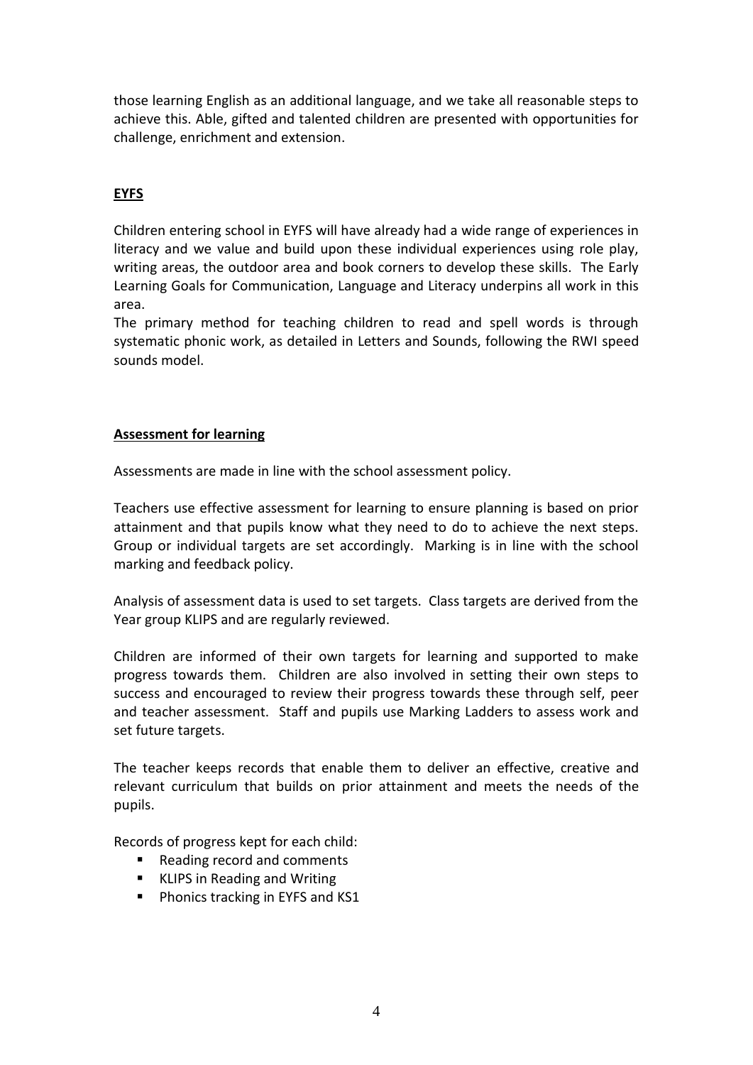those learning English as an additional language, and we take all reasonable steps to achieve this. Able, gifted and talented children are presented with opportunities for challenge, enrichment and extension.

## **EYFS**

Children entering school in EYFS will have already had a wide range of experiences in literacy and we value and build upon these individual experiences using role play, writing areas, the outdoor area and book corners to develop these skills. The Early Learning Goals for Communication, Language and Literacy underpins all work in this area.
The primary method for teaching children to read and spell words is through systematic phonic work, as detailed in Letters and Sounds, following the RWI speed sounds model.

## **Assessment for learning**

Assessments are made in line with the school assessment policy.

Teachers use effective assessment for learning to ensure planning is based on prior attainment and that pupils know what they need to do to achieve the next steps. Group or individual targets are set accordingly. Marking is in line with the school marking and feedback policy.

Analysis of assessment data is used to set targets. Class targets are derived from the Year group KLIPS and are regularly reviewed.

Children are informed of their own targets for learning and supported to make progress towards them. Children are also involved in setting their own steps to success and encouraged to review their progress towards these through self, peer and teacher assessment. Staff and pupils use Marking Ladders to assess work and set future targets.

The teacher keeps records that enable them to deliver an effective, creative and relevant curriculum that builds on prior attainment and meets the needs of the pupils.

Records of progress kept for each child:

- Reading record and comments
- KLIPS in Reading and Writing
- Phonics tracking in EYFS and KS1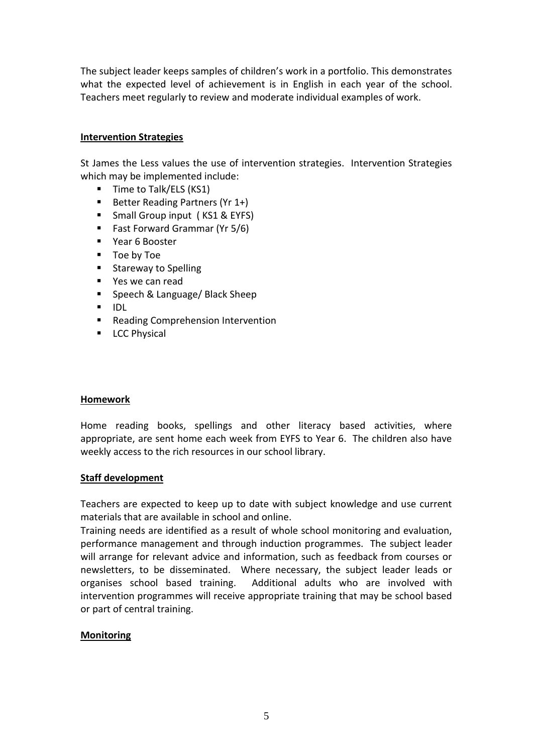The subject leader keeps samples of children's work in a portfolio. This demonstrates what the expected level of achievement is in English in each year of the school. Teachers meet regularly to review and moderate individual examples of work.

## Intervention Strategies

St James the Less values the use of intervention strategies. Intervention Strategies which may be implemented include:

- Time to Talk/ELS (KS1)
- Better Reading Partners (Yr 1+)
- Small Group input ( KS1 & EYFS)
- Fast Forward Grammar (Yr 5/6)
- Year 6 Booster
- Toe by Toe
- Stareway to Spelling
- Yes we can read
- Speech & Language/ Black Sheep
- IDL
- Reading Comprehension Intervention
- LCC Physical

## Homework

Home reading books, spellings and other literacy based activities, where appropriate, are sent home each week from EYFS to Year 6. The children also have weekly access to the rich resources in our school library.

## Staff development

Teachers are expected to keep up to date with subject knowledge and use current materials that are available in school and online.

Training needs are identified as a result of whole school monitoring and evaluation, performance management and through induction programmes. The subject leader will arrange for relevant advice and information, such as feedback from courses or newsletters, to be disseminated. Where necessary, the subject leader leads or organises school based training. Additional adults who are involved with intervention programmes will receive appropriate training that may be school based or part of central training.

## Monitoring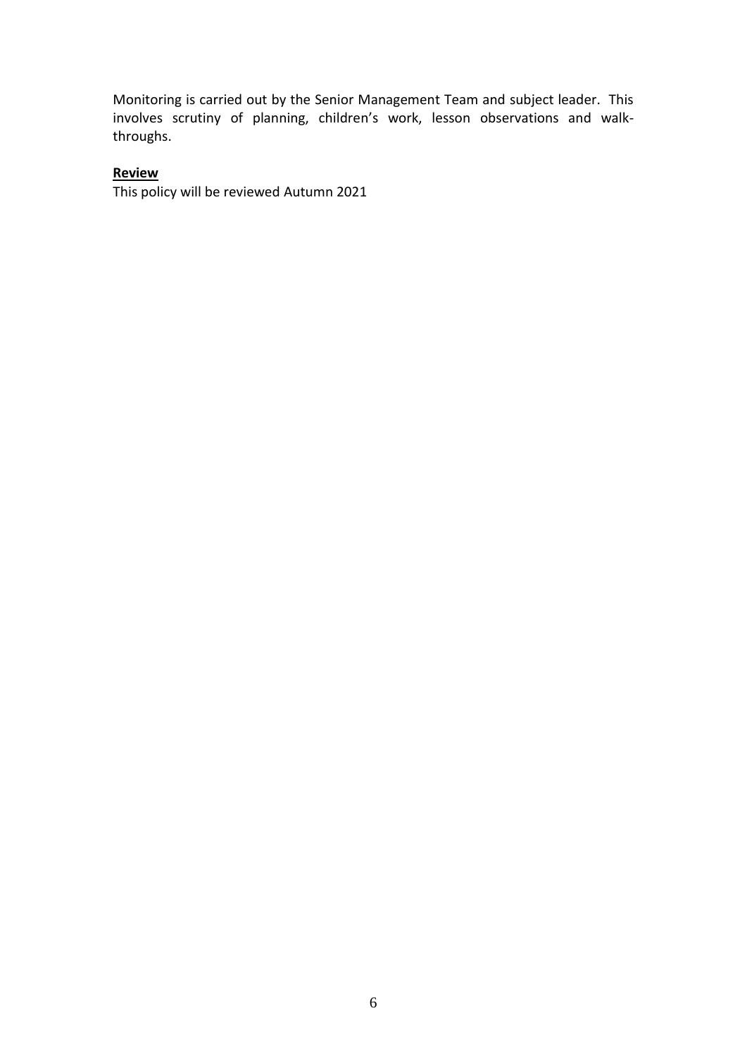Monitoring is carried out by the Senior Management Team and subject leader. This involves scrutiny of planning, children's work, lesson observations and walk-throughs.

**Review**

This policy will be reviewed Autumn 2021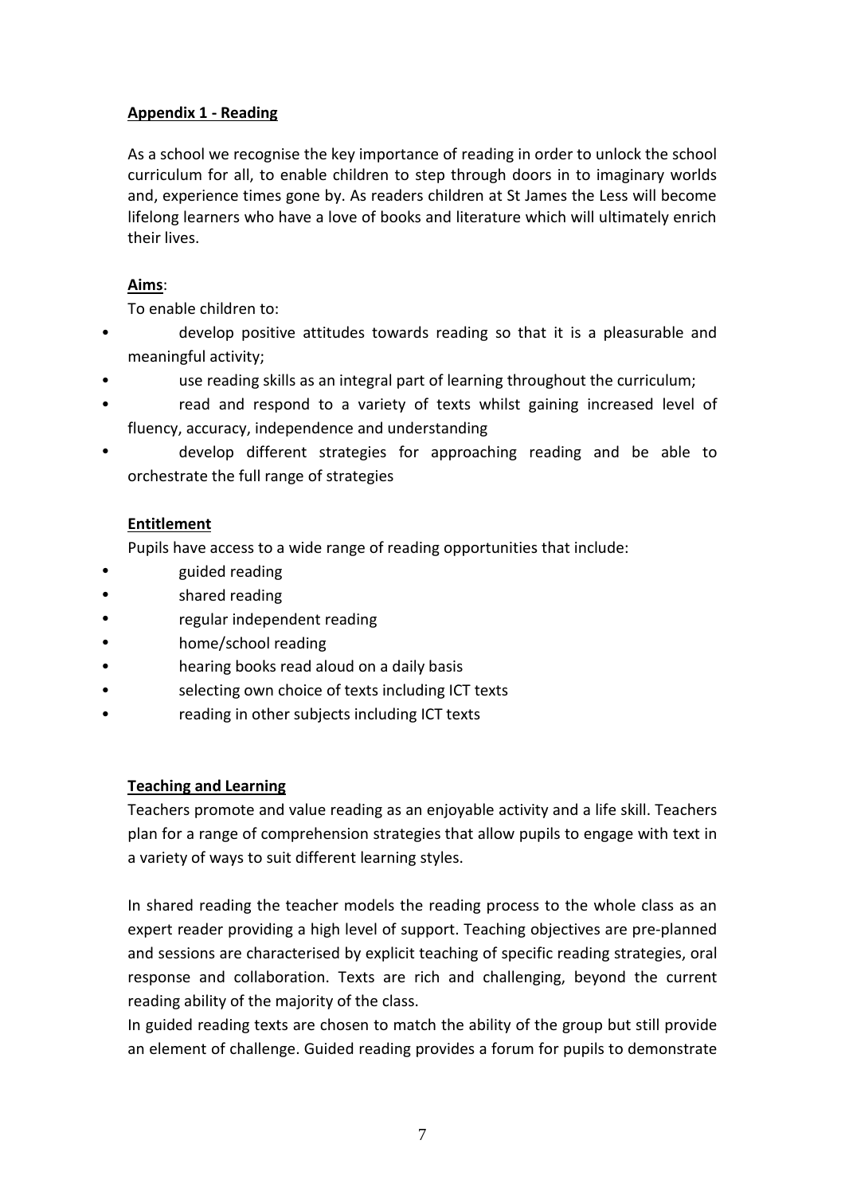**Appendix 1 - Reading**

As a school we recognise the key importance of reading in order to unlock the school curriculum for all, to enable children to step through doors in to imaginary worlds and, experience times gone by. As readers children at St James the Less will become lifelong learners who have a love of books and literature which will ultimately enrich their lives.

**Aims**:

To enable children to:

- develop positive attitudes towards reading so that it is a pleasurable and meaningful activity;
- use reading skills as an integral part of learning throughout the curriculum;
- read and respond to a variety of texts whilst gaining increased level of fluency, accuracy, independence and understanding
- develop different strategies for approaching reading and be able to orchestrate the full range of strategies

**Entitlement**

Pupils have access to a wide range of reading opportunities that include:

- guided reading
- shared reading
- regular independent reading
- home/school reading
- hearing books read aloud on a daily basis
- selecting own choice of texts including ICT texts
- reading in other subjects including ICT texts

**Teaching and Learning**

Teachers promote and value reading as an enjoyable activity and a life skill. Teachers plan for a range of comprehension strategies that allow pupils to engage with text in a variety of ways to suit different learning styles.

In shared reading the teacher models the reading process to the whole class as an expert reader providing a high level of support. Teaching objectives are pre-planned and sessions are characterised by explicit teaching of specific reading strategies, oral response and collaboration. Texts are rich and challenging, beyond the current reading ability of the majority of the class.

In guided reading texts are chosen to match the ability of the group but still provide an element of challenge. Guided reading provides a forum for pupils to demonstrate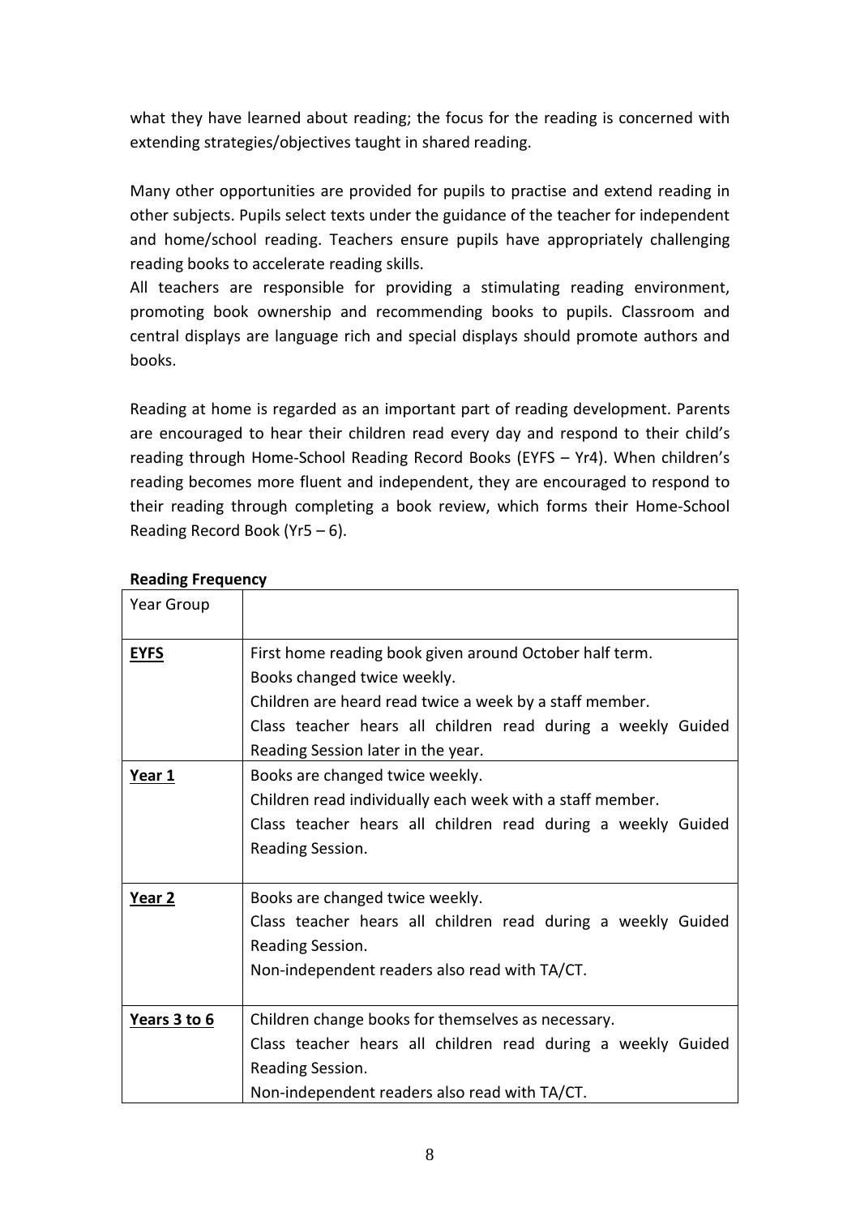what they have learned about reading; the focus for the reading is concerned with extending strategies/objectives taught in shared reading.

Many other opportunities are provided for pupils to practise and extend reading in other subjects. Pupils select texts under the guidance of the teacher for independent and home/school reading. Teachers ensure pupils have appropriately challenging reading books to accelerate reading skills.
All teachers are responsible for providing a stimulating reading environment, promoting book ownership and recommending books to pupils. Classroom and central displays are language rich and special displays should promote authors and books.

Reading at home is regarded as an important part of reading development. Parents are encouraged to hear their children read every day and respond to their child's reading through Home-School Reading Record Books (EYFS – Yr4). When children's reading becomes more fluent and independent, they are encouraged to respond to their reading through completing a book review, which forms their Home-School Reading Record Book (Yr5 – 6).

**Reading Frequency**

| Year Group | |
|---|---|
| **EYFS** | First home reading book given around October half term.<br>Books changed twice weekly.<br>Children are heard read twice a week by a staff member.<br>Class teacher hears all children read during a weekly Guided Reading Session later in the year. |
| **Year 1** | Books are changed twice weekly.<br>Children read individually each week with a staff member.<br>Class teacher hears all children read during a weekly Guided Reading Session. |
| **Year 2** | Books are changed twice weekly.<br>Class teacher hears all children read during a weekly Guided Reading Session.<br>Non-independent readers also read with TA/CT. |
| **Years 3 to 6** | Children change books for themselves as necessary.<br>Class teacher hears all children read during a weekly Guided Reading Session.<br>Non-independent readers also read with TA/CT. |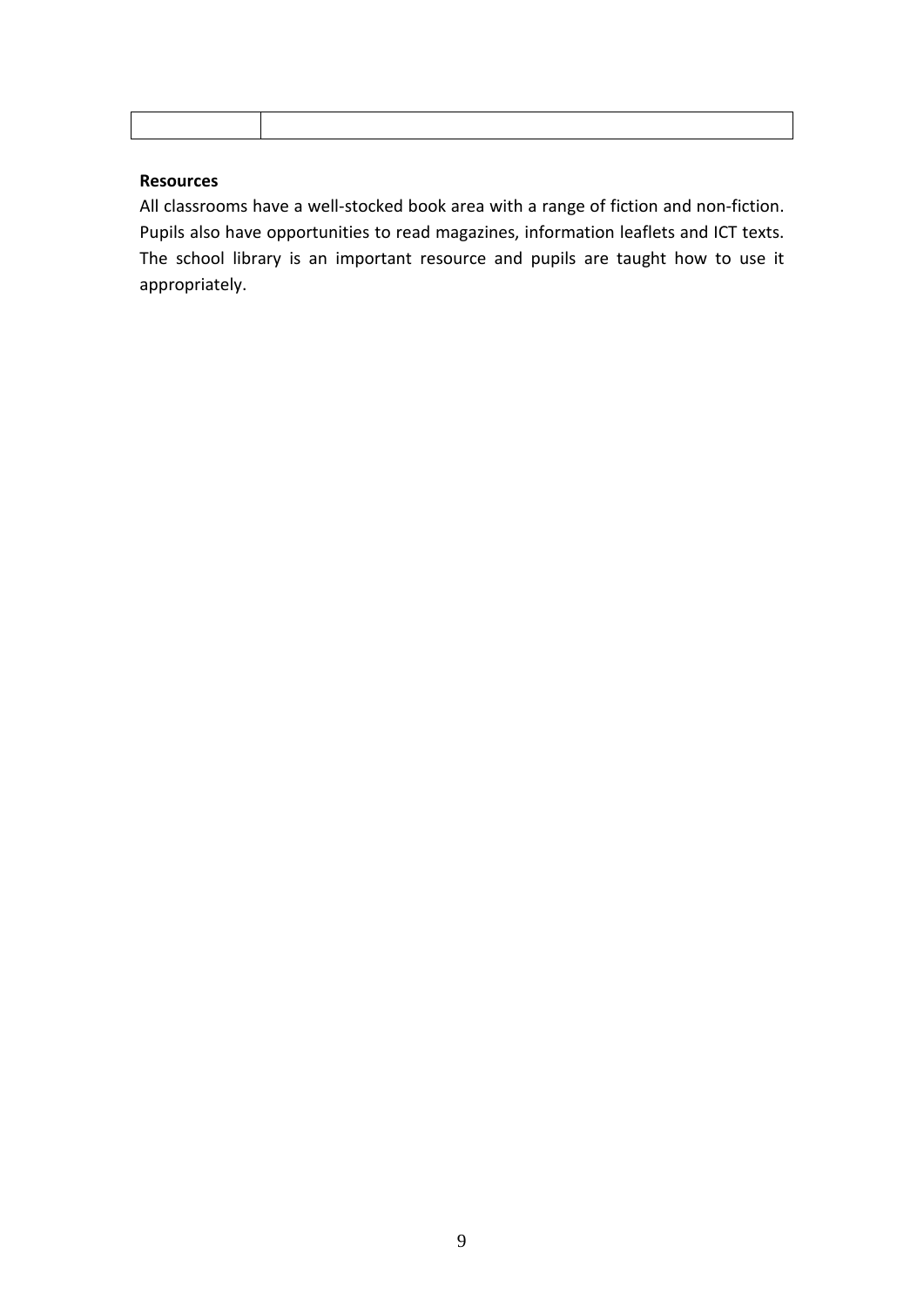| | |
|---|---|

**Resources**

All classrooms have a well-stocked book area with a range of fiction and non-fiction. Pupils also have opportunities to read magazines, information leaflets and ICT texts. The school library is an important resource and pupils are taught how to use it appropriately.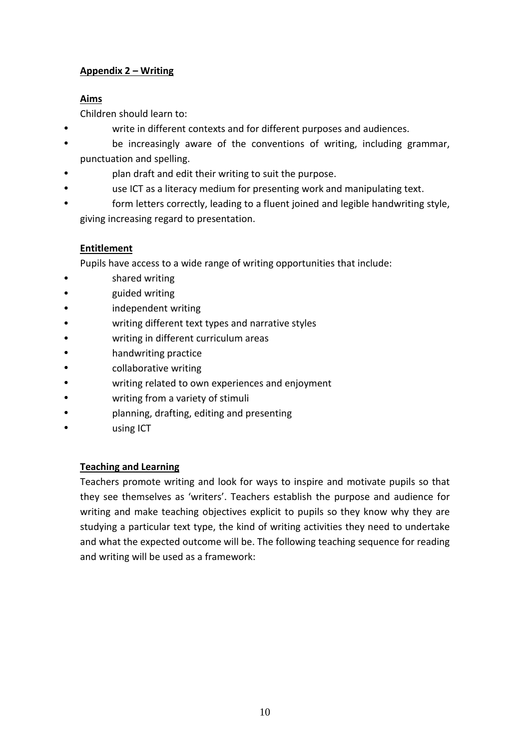**Appendix 2 – Writing**

**Aims**

Children should learn to:

- write in different contexts and for different purposes and audiences.
- be increasingly aware of the conventions of writing, including grammar, punctuation and spelling.
- plan draft and edit their writing to suit the purpose.
- use ICT as a literacy medium for presenting work and manipulating text.
- form letters correctly, leading to a fluent joined and legible handwriting style, giving increasing regard to presentation.

**Entitlement**

Pupils have access to a wide range of writing opportunities that include:

- shared writing
- guided writing
- independent writing
- writing different text types and narrative styles
- writing in different curriculum areas
- handwriting practice
- collaborative writing
- writing related to own experiences and enjoyment
- writing from a variety of stimuli
- planning, drafting, editing and presenting
- using ICT

**Teaching and Learning**

Teachers promote writing and look for ways to inspire and motivate pupils so that they see themselves as 'writers'. Teachers establish the purpose and audience for writing and make teaching objectives explicit to pupils so they know why they are studying a particular text type, the kind of writing activities they need to undertake and what the expected outcome will be. The following teaching sequence for reading and writing will be used as a framework: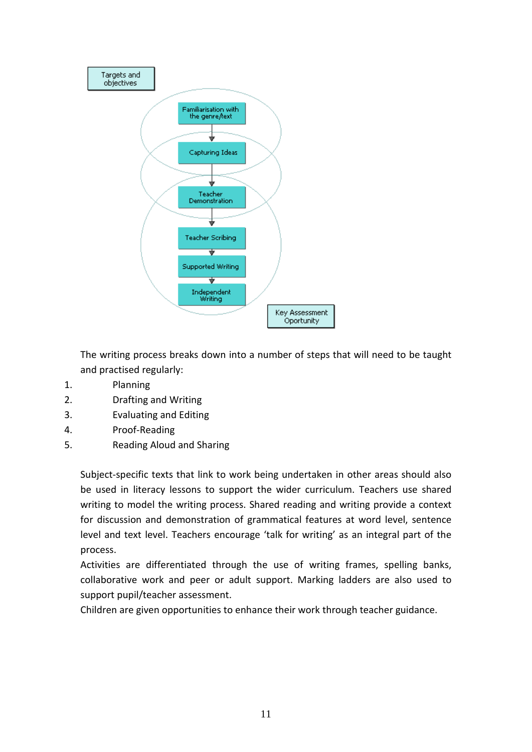Targets and objectives

Familiarisation with the genre/text

Capturing Ideas

Teacher Demonstration

Teacher Scribing

Supported Writing

Independent Writing

Key Assessment Oportunity

The writing process breaks down into a number of steps that will need to be taught and practised regularly:

1. Planning
2. Drafting and Writing
3. Evaluating and Editing
4. Proof-Reading
5. Reading Aloud and Sharing

Subject-specific texts that link to work being undertaken in other areas should also be used in literacy lessons to support the wider curriculum. Teachers use shared writing to model the writing process. Shared reading and writing provide a context for discussion and demonstration of grammatical features at word level, sentence level and text level. Teachers encourage 'talk for writing' as an integral part of the process.

Activities are differentiated through the use of writing frames, spelling banks, collaborative work and peer or adult support. Marking ladders are also used to support pupil/teacher assessment.

Children are given opportunities to enhance their work through teacher guidance.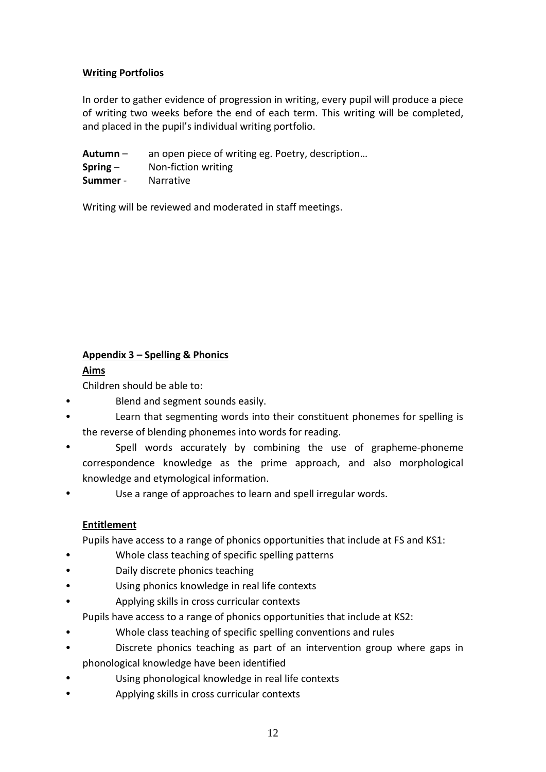**Writing Portfolios**

In order to gather evidence of progression in writing, every pupil will produce a piece of writing two weeks before the end of each term. This writing will be completed, and placed in the pupil's individual writing portfolio.

**Autumn** – an open piece of writing eg. Poetry, description…
**Spring** – Non-fiction writing
**Summer** - Narrative

Writing will be reviewed and moderated in staff meetings.

**Appendix 3 – Spelling & Phonics**

**Aims**

Children should be able to:

- Blend and segment sounds easily.
- Learn that segmenting words into their constituent phonemes for spelling is the reverse of blending phonemes into words for reading.
- Spell words accurately by combining the use of grapheme-phoneme correspondence knowledge as the prime approach, and also morphological knowledge and etymological information.
- Use a range of approaches to learn and spell irregular words.

**Entitlement**

Pupils have access to a range of phonics opportunities that include at FS and KS1:

- Whole class teaching of specific spelling patterns
- Daily discrete phonics teaching
- Using phonics knowledge in real life contexts
- Applying skills in cross curricular contexts

Pupils have access to a range of phonics opportunities that include at KS2:

- Whole class teaching of specific spelling conventions and rules
- Discrete phonics teaching as part of an intervention group where gaps in phonological knowledge have been identified
- Using phonological knowledge in real life contexts
- Applying skills in cross curricular contexts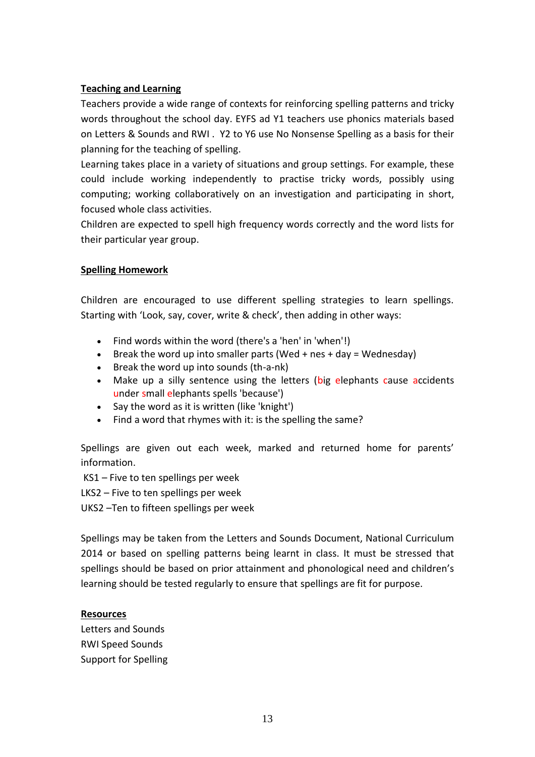**Teaching and Learning**

Teachers provide a wide range of contexts for reinforcing spelling patterns and tricky words throughout the school day. EYFS ad Y1 teachers use phonics materials based on Letters & Sounds and RWI . Y2 to Y6 use No Nonsense Spelling as a basis for their planning for the teaching of spelling.

Learning takes place in a variety of situations and group settings. For example, these could include working independently to practise tricky words, possibly using computing; working collaboratively on an investigation and participating in short, focused whole class activities.

Children are expected to spell high frequency words correctly and the word lists for their particular year group.

**Spelling Homework**

Children are encouraged to use different spelling strategies to learn spellings. Starting with 'Look, say, cover, write & check', then adding in other ways:

- Find words within the word (there's a 'hen' in 'when'!)
- Break the word up into smaller parts (Wed + nes + day = Wednesday)
- Break the word up into sounds (th-a-nk)
- Make up a silly sentence using the letters (big elephants cause accidents under small elephants spells 'because')
- Say the word as it is written (like 'knight')
- Find a word that rhymes with it: is the spelling the same?

Spellings are given out each week, marked and returned home for parents' information.

KS1 – Five to ten spellings per week

LKS2 – Five to ten spellings per week

UKS2 –Ten to fifteen spellings per week

Spellings may be taken from the Letters and Sounds Document, National Curriculum 2014 or based on spelling patterns being learnt in class. It must be stressed that spellings should be based on prior attainment and phonological need and children's learning should be tested regularly to ensure that spellings are fit for purpose.

**Resources**

Letters and Sounds

RWI Speed Sounds

Support for Spelling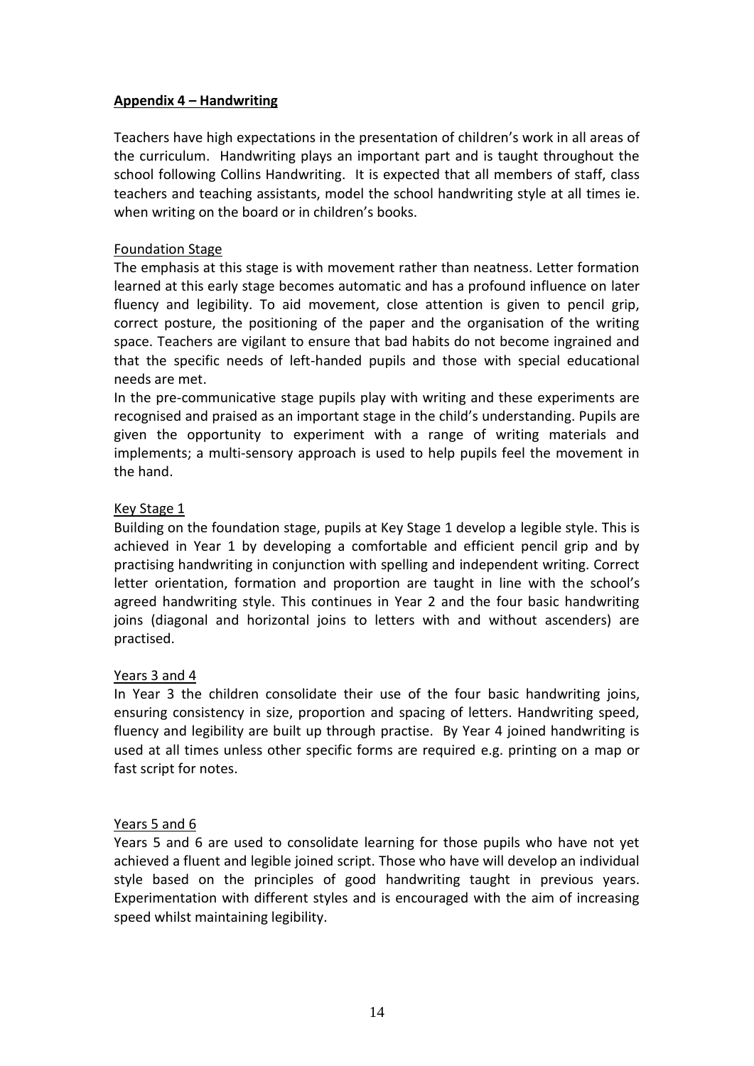## Appendix 4 – Handwriting

Teachers have high expectations in the presentation of children's work in all areas of the curriculum. Handwriting plays an important part and is taught throughout the school following Collins Handwriting. It is expected that all members of staff, class teachers and teaching assistants, model the school handwriting style at all times ie. when writing on the board or in children's books.

### Foundation Stage

The emphasis at this stage is with movement rather than neatness. Letter formation learned at this early stage becomes automatic and has a profound influence on later fluency and legibility. To aid movement, close attention is given to pencil grip, correct posture, the positioning of the paper and the organisation of the writing space. Teachers are vigilant to ensure that bad habits do not become ingrained and that the specific needs of left-handed pupils and those with special educational needs are met.

In the pre-communicative stage pupils play with writing and these experiments are recognised and praised as an important stage in the child's understanding. Pupils are given the opportunity to experiment with a range of writing materials and implements; a multi-sensory approach is used to help pupils feel the movement in the hand.

### Key Stage 1

Building on the foundation stage, pupils at Key Stage 1 develop a legible style. This is achieved in Year 1 by developing a comfortable and efficient pencil grip and by practising handwriting in conjunction with spelling and independent writing. Correct letter orientation, formation and proportion are taught in line with the school's agreed handwriting style. This continues in Year 2 and the four basic handwriting joins (diagonal and horizontal joins to letters with and without ascenders) are practised.

### Years 3 and 4

In Year 3 the children consolidate their use of the four basic handwriting joins, ensuring consistency in size, proportion and spacing of letters. Handwriting speed, fluency and legibility are built up through practise. By Year 4 joined handwriting is used at all times unless other specific forms are required e.g. printing on a map or fast script for notes.

### Years 5 and 6

Years 5 and 6 are used to consolidate learning for those pupils who have not yet achieved a fluent and legible joined script. Those who have will develop an individual style based on the principles of good handwriting taught in previous years. Experimentation with different styles and is encouraged with the aim of increasing speed whilst maintaining legibility.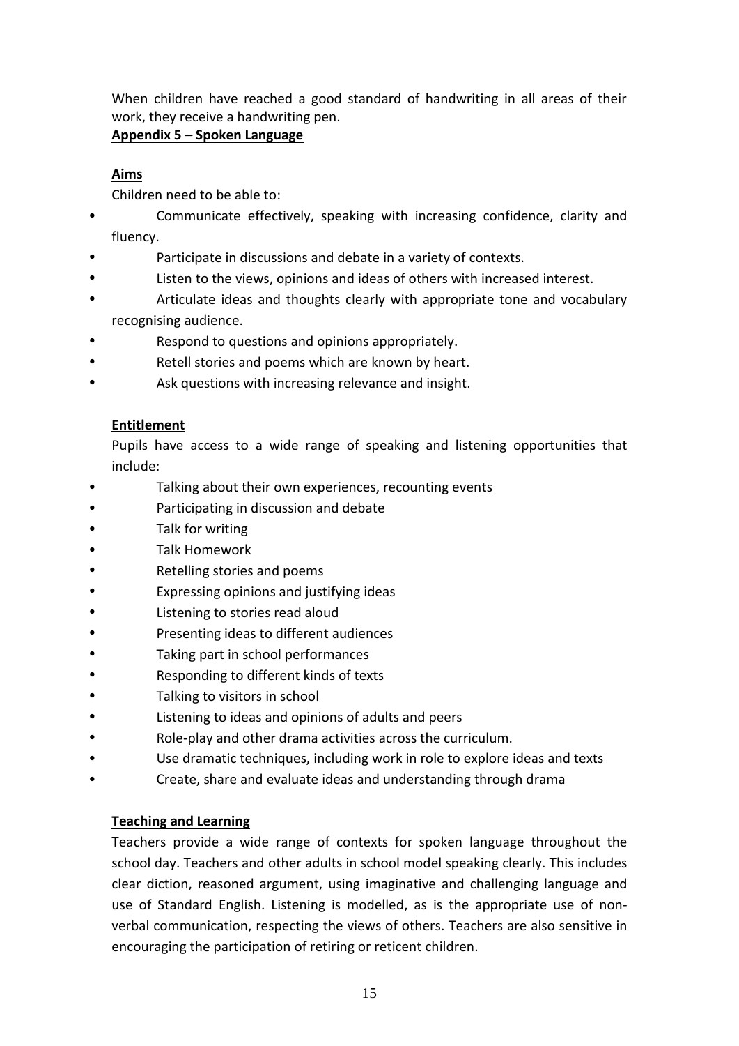When children have reached a good standard of handwriting in all areas of their work, they receive a handwriting pen.

**Appendix 5 – Spoken Language**

**Aims**

Children need to be able to:

- Communicate effectively, speaking with increasing confidence, clarity and fluency.
- Participate in discussions and debate in a variety of contexts.
- Listen to the views, opinions and ideas of others with increased interest.
- Articulate ideas and thoughts clearly with appropriate tone and vocabulary recognising audience.
- Respond to questions and opinions appropriately.
- Retell stories and poems which are known by heart.
- Ask questions with increasing relevance and insight.

**Entitlement**

Pupils have access to a wide range of speaking and listening opportunities that include:

- Talking about their own experiences, recounting events
- Participating in discussion and debate
- Talk for writing
- Talk Homework
- Retelling stories and poems
- Expressing opinions and justifying ideas
- Listening to stories read aloud
- Presenting ideas to different audiences
- Taking part in school performances
- Responding to different kinds of texts
- Talking to visitors in school
- Listening to ideas and opinions of adults and peers
- Role-play and other drama activities across the curriculum.
- Use dramatic techniques, including work in role to explore ideas and texts
- Create, share and evaluate ideas and understanding through drama

**Teaching and Learning**

Teachers provide a wide range of contexts for spoken language throughout the school day. Teachers and other adults in school model speaking clearly. This includes clear diction, reasoned argument, using imaginative and challenging language and use of Standard English. Listening is modelled, as is the appropriate use of non-verbal communication, respecting the views of others. Teachers are also sensitive in encouraging the participation of retiring or reticent children.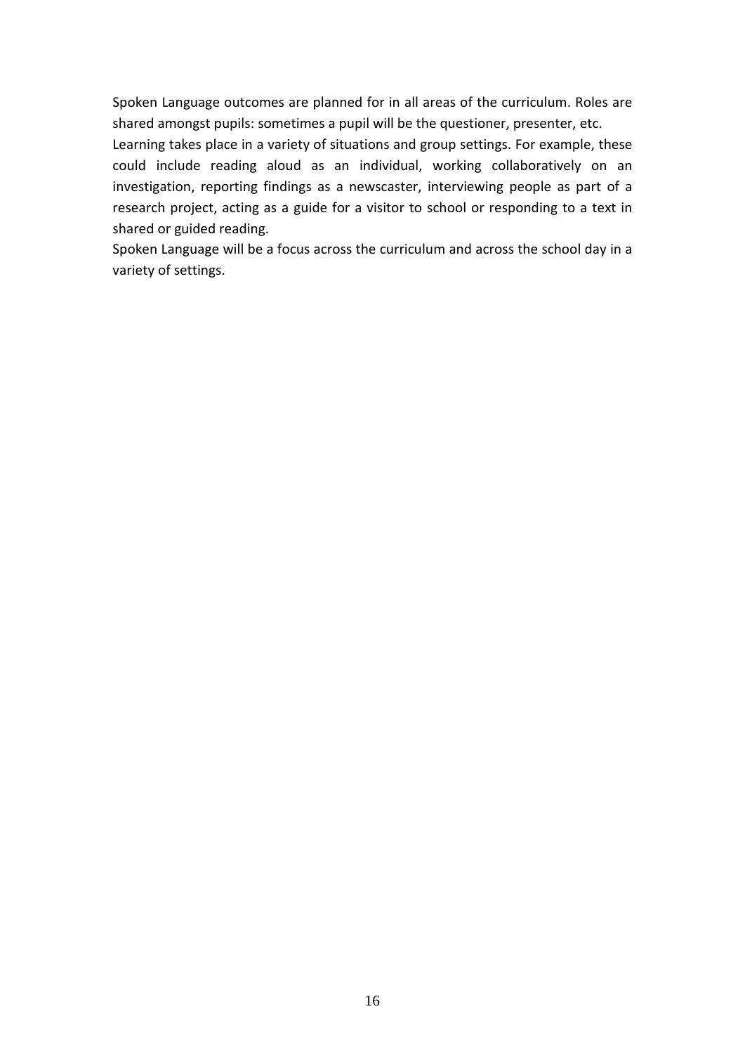Spoken Language outcomes are planned for in all areas of the curriculum. Roles are shared amongst pupils: sometimes a pupil will be the questioner, presenter, etc.
Learning takes place in a variety of situations and group settings. For example, these could include reading aloud as an individual, working collaboratively on an investigation, reporting findings as a newscaster, interviewing people as part of a research project, acting as a guide for a visitor to school or responding to a text in shared or guided reading.
Spoken Language will be a focus across the curriculum and across the school day in a variety of settings.